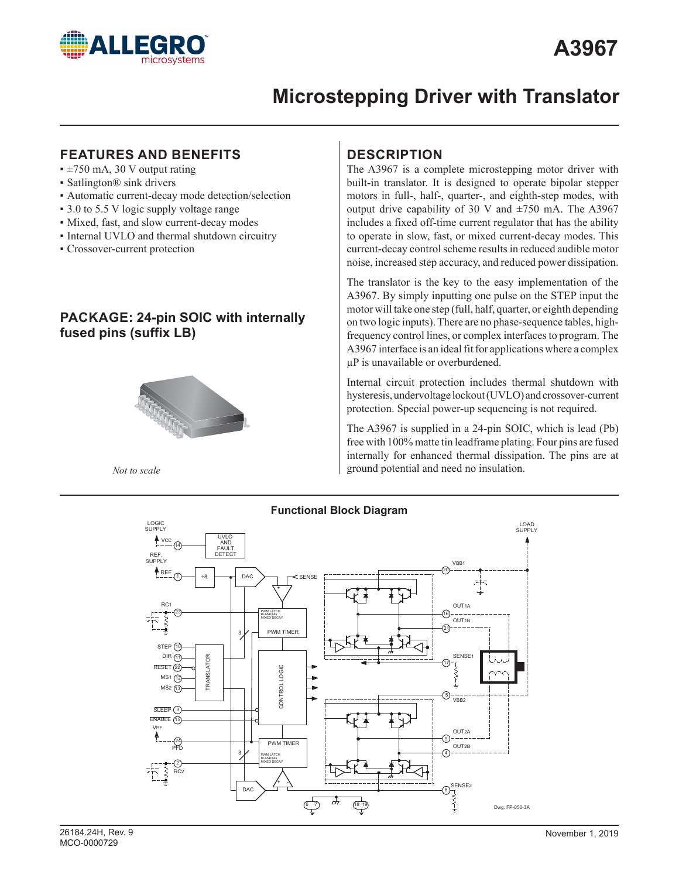# A3967

# Microstepping Driver with Translator

## FEATURES AND BENEFITS

- ±750 mA, 30 V output rating
- Satlington® sink drivers
- Automatic current-decay mode detection/selection
- 3.0 to 5.5 V logic supply voltage range
- Mixed, fast, and slow current-decay modes
- Internal UVLO and thermal shutdown circuitry
- Crossover-current protection

## PACKAGE: 24-pin SOIC with internally fused pins (suffix LB)

*Not to scale*

## DESCRIPTION

The A3967 is a complete microstepping motor driver with built-in translator. It is designed to operate bipolar stepper motors in full-, half-, quarter-, and eighth-step modes, with output drive capability of 30 V and ±750 mA. The A3967 includes a fixed off-time current regulator that has the ability to operate in slow, fast, or mixed current-decay modes. This current-decay control scheme results in reduced audible motor noise, increased step accuracy, and reduced power dissipation.

The translator is the key to the easy implementation of the A3967. By simply inputting one pulse on the STEP input the motor will take one step (full, half, quarter, or eighth depending on two logic inputs). There are no phase-sequence tables, high-frequency control lines, or complex interfaces to program. The A3967 interface is an ideal fit for applications where a complex µP is unavailable or overburdened.

Internal circuit protection includes thermal shutdown with hysteresis, undervoltage lockout (UVLO) and crossover-current protection. Special power-up sequencing is not required.

The A3967 is supplied in a 24-pin SOIC, which is lead (Pb) free with 100% matte tin leadframe plating. Four pins are fused internally for enhanced thermal dissipation. The pins are at ground potential and need no insulation.

### Functional Block Diagram

Dwg. FP-050-3A

26184.24H, Rev. 9
MCO-0000729

November 1, 2019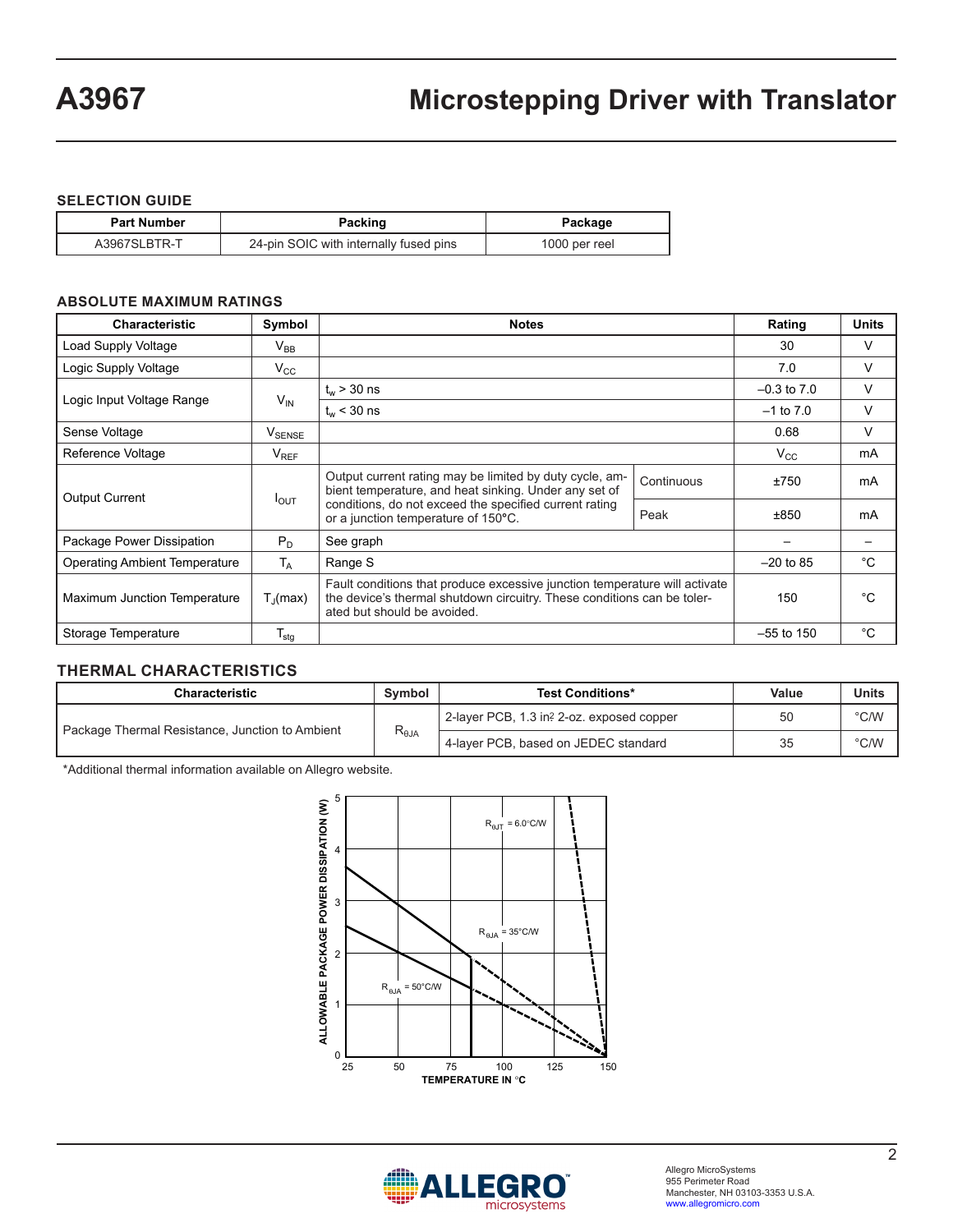# A3967 Microstepping Driver with Translator

## SELECTION GUIDE

| Part Number | Packing | Package |
|---|---|---|
| A3967SLBTR-T | 24-pin SOIC with internally fused pins | 1000 per reel |

## ABSOLUTE MAXIMUM RATINGS

| Characteristic | Symbol | Notes | | Rating | Units |
|---|---|---|---|---|---|
| Load Supply Voltage | $V_{BB}$ | | | 30 | V |
| Logic Supply Voltage | $V_{CC}$ | | | 7.0 | V |
| Logic Input Voltage Range | $V_{IN}$ | $t_w$ > 30 ns | | –0.3 to 7.0 | V |
| | | $t_w$ < 30 ns | | –1 to 7.0 | V |
| Sense Voltage | $V_{SENSE}$ | | | 0.68 | V |
| Reference Voltage | $V_{REF}$ | | | $V_{CC}$ | mA |
| Output Current | $I_{OUT}$ | Output current rating may be limited by duty cycle, ambient temperature, and heat sinking. Under any set of conditions, do not exceed the specified current rating or a junction temperature of 150°C. | Continuous | ±750 | mA |
| | | | Peak | ±850 | mA |
| Package Power Dissipation | $P_D$ | See graph | | – | – |
| Operating Ambient Temperature | $T_A$ | Range S | | –20 to 85 | °C |
| Maximum Junction Temperature | $T_J$(max) | Fault conditions that produce excessive junction temperature will activate the device's thermal shutdown circuitry. These conditions can be tolerated but should be avoided. | | 150 | °C |
| Storage Temperature | $T_{stg}$ | | | –55 to 150 | °C |

## THERMAL CHARACTERISTICS

| Characteristic | Symbol | Test Conditions* | Value | Units |
|---|---|---|---|---|
| Package Thermal Resistance, Junction to Ambient | $R_{\theta JA}$ | 2-layer PCB, 1.3 in² 2-oz. exposed copper | 50 | °C/W |
| | | 4-layer PCB, based on JEDEC standard | 35 | °C/W |

*Additional thermal information available on Allegro website.

ALLOWABLE PACKAGE POWER DISSIPATION (W) vs. TEMPERATURE IN °C ($R_{\theta JT}$ = 6.0°C/W, $R_{\theta JA}$ = 35°C/W, $R_{\theta JA}$ = 50°C/W)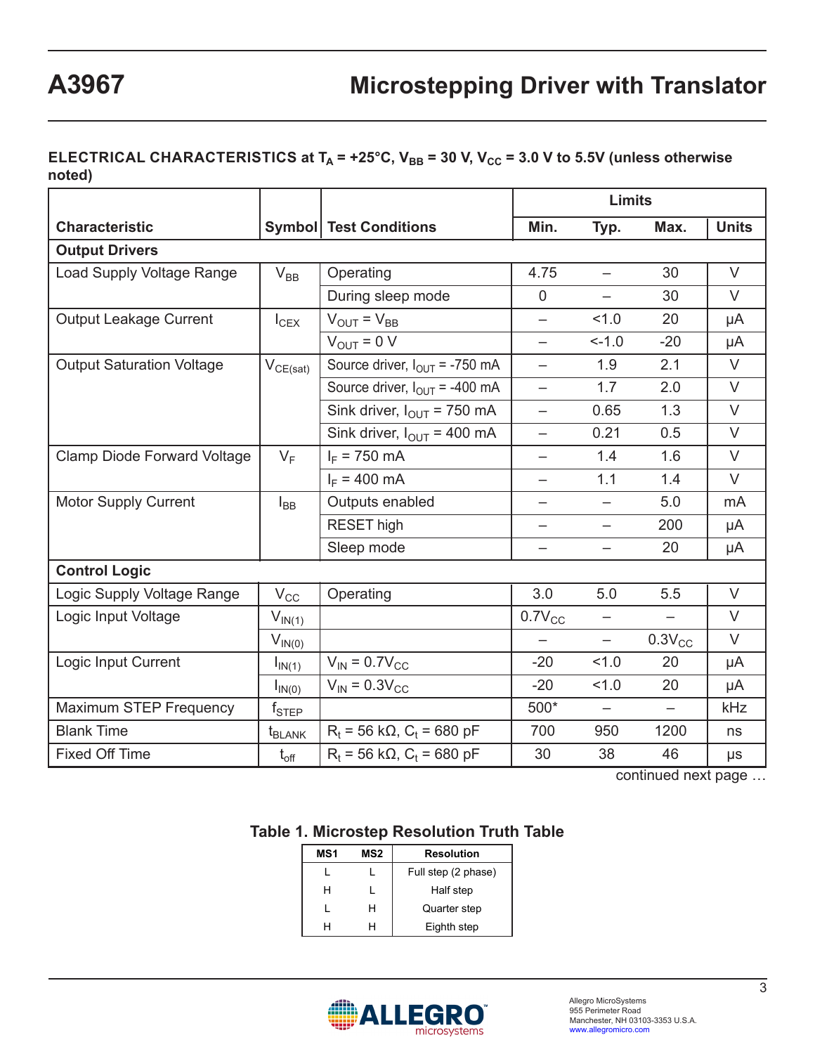## ELECTRICAL CHARACTERISTICS at $T_A$ = +25°C, $V_{BB}$ = 30 V, $V_{CC}$ = 3.0 V to 5.5V (unless otherwise noted)

| Characteristic | Symbol | Test Conditions | Limits | | | Units |
|---|---|---|---|---|---|---|
| | | | Min. | Typ. | Max. | |
| **Output Drivers** | | | | | | |
| Load Supply Voltage Range | $V_{BB}$ | Operating | 4.75 | – | 30 | V |
| | | During sleep mode | 0 | – | 30 | V |
| Output Leakage Current | $I_{CEX}$ | $V_{OUT} = V_{BB}$ | – | <1.0 | 20 | μA |
| | | $V_{OUT}$ = 0 V | – | <-1.0 | -20 | μA |
| Output Saturation Voltage | $V_{CE(sat)}$ | Source driver, $I_{OUT}$ = -750 mA | – | 1.9 | 2.1 | V |
| | | Source driver, $I_{OUT}$ = -400 mA | – | 1.7 | 2.0 | V |
| | | Sink driver, $I_{OUT}$ = 750 mA | – | 0.65 | 1.3 | V |
| | | Sink driver, $I_{OUT}$ = 400 mA | – | 0.21 | 0.5 | V |
| Clamp Diode Forward Voltage | $V_F$ | $I_F$ = 750 mA | – | 1.4 | 1.6 | V |
| | | $I_F$ = 400 mA | – | 1.1 | 1.4 | V |
| Motor Supply Current | $I_{BB}$ | Outputs enabled | – | – | 5.0 | mA |
| | | RESET high | – | – | 200 | μA |
| | | Sleep mode | – | – | 20 | μA |
| **Control Logic** | | | | | | |
| Logic Supply Voltage Range | $V_{CC}$ | Operating | 3.0 | 5.0 | 5.5 | V |
| Logic Input Voltage | $V_{IN(1)}$ | | $0.7V_{CC}$ | – | – | V |
| | $V_{IN(0)}$ | | – | – | $0.3V_{CC}$ | V |
| Logic Input Current | $I_{IN(1)}$ | $V_{IN} = 0.7V_{CC}$ | -20 | <1.0 | 20 | μA |
| | $I_{IN(0)}$ | $V_{IN} = 0.3V_{CC}$ | -20 | <1.0 | 20 | μA |
| Maximum STEP Frequency | $f_{STEP}$ | | 500* | – | – | kHz |
| Blank Time | $t_{BLANK}$ | $R_t$ = 56 kΩ, $C_t$ = 680 pF | 700 | 950 | 1200 | ns |
| Fixed Off Time | $t_{off}$ | $R_t$ = 56 kΩ, $C_t$ = 680 pF | 30 | 38 | 46 | μs |

continued next page …

### Table 1. Microstep Resolution Truth Table

| MS1 | MS2 | Resolution |
|---|---|---|
| L | L | Full step (2 phase) |
| H | L | Half step |
| L | H | Quarter step |
| H | H | Eighth step |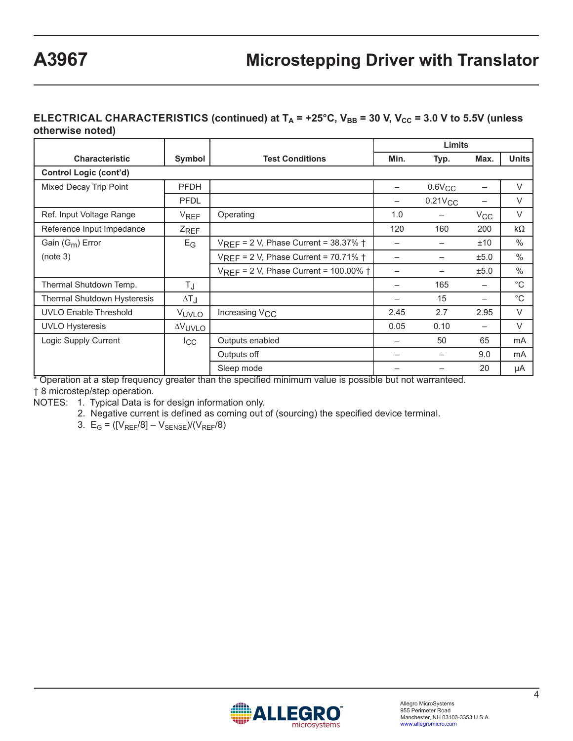## ELECTRICAL CHARACTERISTICS (continued) at $T_A$ = +25°C, $V_{BB}$ = 30 V, $V_{CC}$ = 3.0 V to 5.5V (unless otherwise noted)

| Characteristic | Symbol | Test Conditions | Limits | | | |
|---|---|---|---|---|---|---|
| | | | Min. | Typ. | Max. | Units |
| **Control Logic (cont'd)** | | | | | | |
| Mixed Decay Trip Point | PFDH | | – | $0.6V_{CC}$ | – | V |
| | PFDL | | – | $0.21V_{CC}$ | – | V |
| Ref. Input Voltage Range | $V_{REF}$ | Operating | 1.0 | – | $V_{CC}$ | V |
| Reference Input Impedance | $Z_{REF}$ | | 120 | 160 | 200 | kΩ |
| Gain ($G_m$) Error (note 3) | $E_G$ | $V_{REF}$ = 2 V, Phase Current = 38.37% † | – | – | ±10 | % |
| | | $V_{REF}$ = 2 V, Phase Current = 70.71% † | – | – | ±5.0 | % |
| | | $V_{REF}$ = 2 V, Phase Current = 100.00% † | – | – | ±5.0 | % |
| Thermal Shutdown Temp. | $T_J$ | | – | 165 | – | °C |
| Thermal Shutdown Hysteresis | $\Delta T_J$ | | – | 15 | – | °C |
| UVLO Enable Threshold | $V_{UVLO}$ | Increasing $V_{CC}$ | 2.45 | 2.7 | 2.95 | V |
| UVLO Hysteresis | $\Delta V_{UVLO}$ | | 0.05 | 0.10 | – | V |
| Logic Supply Current | $I_{CC}$ | Outputs enabled | – | 50 | 65 | mA |
| | | Outputs off | – | – | 9.0 | mA |
| | | Sleep mode | – | – | 20 | μA |

* Operation at a step frequency greater than the specified minimum value is possible but not warranteed.

† 8 microstep/step operation.

NOTES:
1. Typical Data is for design information only.
2. Negative current is defined as coming out of (sourcing) the specified device terminal.
3. $E_G = ([V_{REF}/8] - V_{SENSE})/(V_{REF}/8)$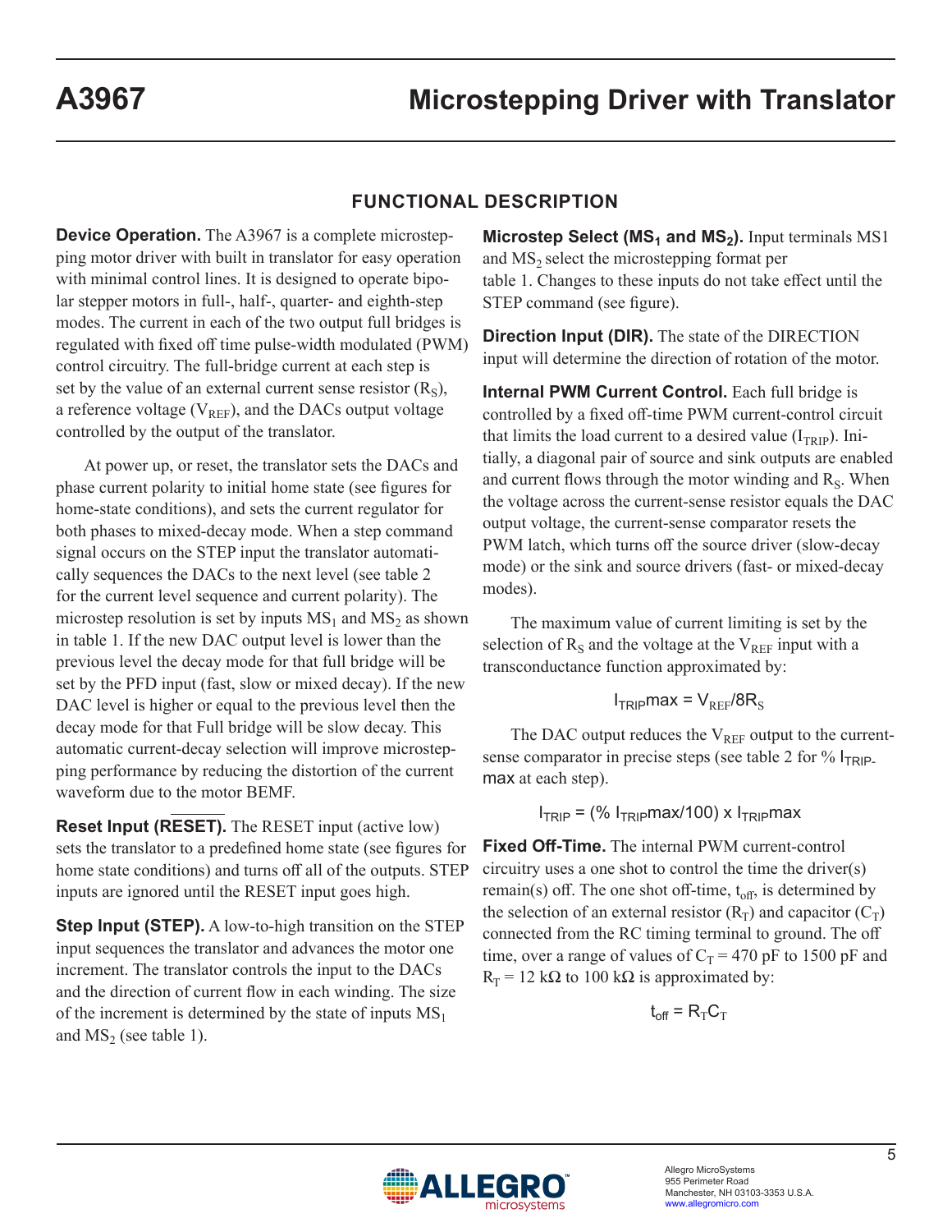## FUNCTIONAL DESCRIPTION

**Device Operation.** The A3967 is a complete microstepping motor driver with built in translator for easy operation with minimal control lines. It is designed to operate bipolar stepper motors in full-, half-, quarter- and eighth-step modes. The current in each of the two output full bridges is regulated with fixed off time pulse-width modulated (PWM) control circuitry. The full-bridge current at each step is set by the value of an external current sense resistor ($R_S$), a reference voltage ($V_{REF}$), and the DACs output voltage controlled by the output of the translator.

At power up, or reset, the translator sets the DACs and phase current polarity to initial home state (see figures for home-state conditions), and sets the current regulator for both phases to mixed-decay mode. When a step command signal occurs on the STEP input the translator automatically sequences the DACs to the next level (see table 2 for the current level sequence and current polarity). The microstep resolution is set by inputs $MS_1$ and $MS_2$ as shown in table 1. If the new DAC output level is lower than the previous level the decay mode for that full bridge will be set by the PFD input (fast, slow or mixed decay). If the new DAC level is higher or equal to the previous level then the decay mode for that Full bridge will be slow decay. This automatic current-decay selection will improve microstepping performance by reducing the distortion of the current waveform due to the motor BEMF.

**Reset Input ($\overline{RESET}$).** The RESET input (active low) sets the translator to a predefined home state (see figures for home state conditions) and turns off all of the outputs. STEP inputs are ignored until the RESET input goes high.

**Step Input (STEP).** A low-to-high transition on the STEP input sequences the translator and advances the motor one increment. The translator controls the input to the DACs and the direction of current flow in each winding. The size of the increment is determined by the state of inputs $MS_1$ and $MS_2$ (see table 1).

**Microstep Select ($MS_1$ and $MS_2$).** Input terminals MS1 and $MS_2$ select the microstepping format per table 1. Changes to these inputs do not take effect until the STEP command (see figure).

**Direction Input (DIR).** The state of the DIRECTION input will determine the direction of rotation of the motor.

**Internal PWM Current Control.** Each full bridge is controlled by a fixed off-time PWM current-control circuit that limits the load current to a desired value ($I_{TRIP}$). Initially, a diagonal pair of source and sink outputs are enabled and current flows through the motor winding and $R_S$. When the voltage across the current-sense resistor equals the DAC output voltage, the current-sense comparator resets the PWM latch, which turns off the source driver (slow-decay mode) or the sink and source drivers (fast- or mixed-decay modes).

The maximum value of current limiting is set by the selection of $R_S$ and the voltage at the $V_{REF}$ input with a transconductance function approximated by:

$$I_{TRIP}max = V_{REF}/8R_S$$

The DAC output reduces the $V_{REF}$ output to the current-sense comparator in precise steps (see table 2 for % $I_{TRIP}max$ at each step).

$$I_{TRIP} = (\%\ I_{TRIP}max/100) \times I_{TRIP}max$$

**Fixed Off-Time.** The internal PWM current-control circuitry uses a one shot to control the time the driver(s) remain(s) off. The one shot off-time, $t_{off}$, is determined by the selection of an external resistor ($R_T$) and capacitor ($C_T$) connected from the RC timing terminal to ground. The off time, over a range of values of $C_T$ = 470 pF to 1500 pF and $R_T$ = 12 kΩ to 100 kΩ is approximated by:

$$t_{off} = R_T C_T$$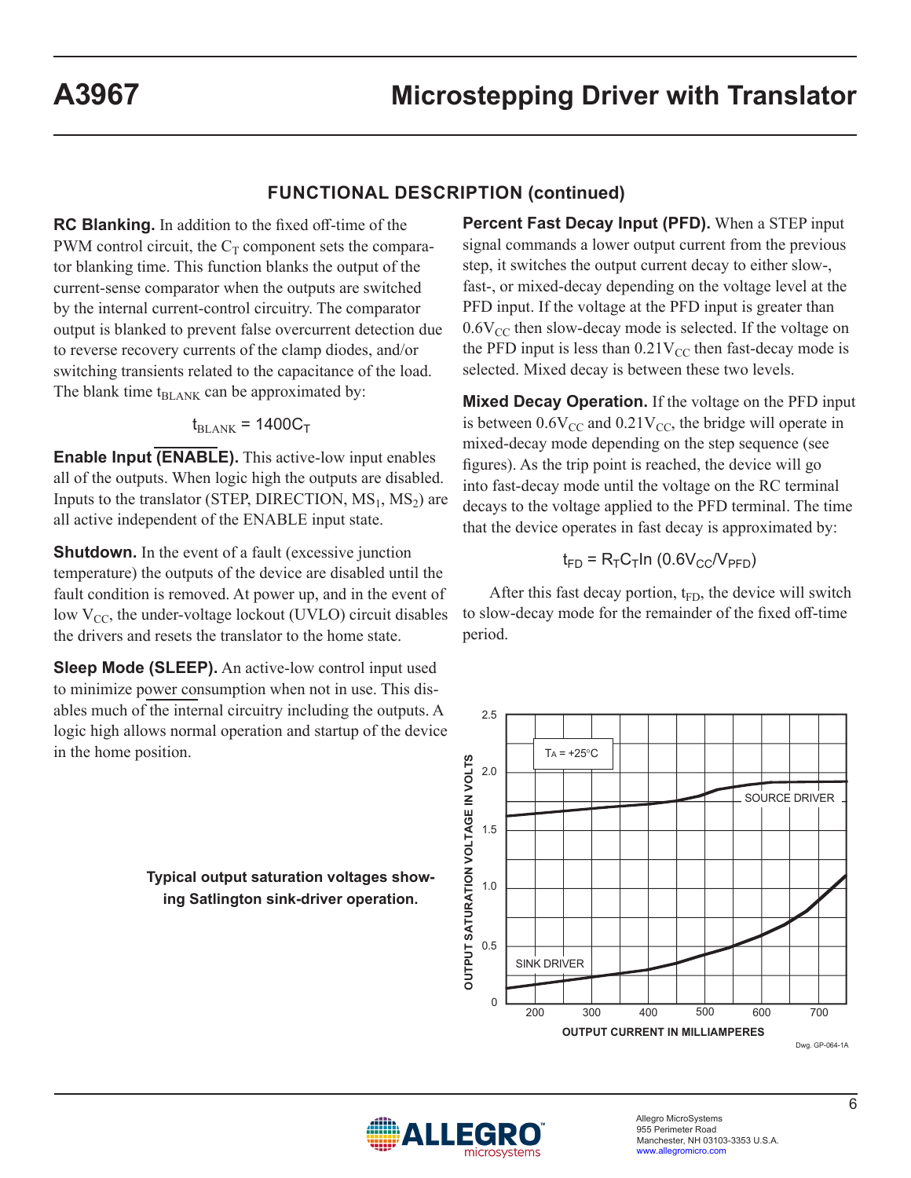## FUNCTIONAL DESCRIPTION (continued)

**RC Blanking.** In addition to the fixed off-time of the PWM control circuit, the $C_T$ component sets the comparator blanking time. This function blanks the output of the current-sense comparator when the outputs are switched by the internal current-control circuitry. The comparator output is blanked to prevent false overcurrent detection due to reverse recovery currents of the clamp diodes, and/or switching transients related to the capacitance of the load. The blank time $t_{BLANK}$ can be approximated by:

$$t_{BLANK} = 1400C_T$$

**Enable Input ($\overline{\text{ENABLE}}$).** This active-low input enables all of the outputs. When logic high the outputs are disabled. Inputs to the translator (STEP, DIRECTION, $MS_1$, $MS_2$) are all active independent of the ENABLE input state.

**Shutdown.** In the event of a fault (excessive junction temperature) the outputs of the device are disabled until the fault condition is removed. At power up, and in the event of low $V_{CC}$, the under-voltage lockout (UVLO) circuit disables the drivers and resets the translator to the home state.

**Sleep Mode ($\overline{\text{SLEEP}}$).** An active-low control input used to minimize power consumption when not in use. This disables much of the internal circuitry including the outputs. A logic high allows normal operation and startup of the device in the home position.

**Percent Fast Decay Input (PFD).** When a STEP input signal commands a lower output current from the previous step, it switches the output current decay to either slow-, fast-, or mixed-decay depending on the voltage level at the PFD input. If the voltage at the PFD input is greater than $0.6V_{CC}$ then slow-decay mode is selected. If the voltage on the PFD input is less than $0.21V_{CC}$ then fast-decay mode is selected. Mixed decay is between these two levels.

**Mixed Decay Operation.** If the voltage on the PFD input is between $0.6V_{CC}$ and $0.21V_{CC}$, the bridge will operate in mixed-decay mode depending on the step sequence (see figures). As the trip point is reached, the device will go into fast-decay mode until the voltage on the RC terminal decays to the voltage applied to the PFD terminal. The time that the device operates in fast decay is approximated by:

$$t_{FD} = R_TC_T\ln(0.6V_{CC}/V_{PFD})$$

After this fast decay portion, $t_{FD}$, the device will switch to slow-decay mode for the remainder of the fixed off-time period.

**Typical output saturation voltages showing Satlington sink-driver operation.**

Dwg. GP-064-1A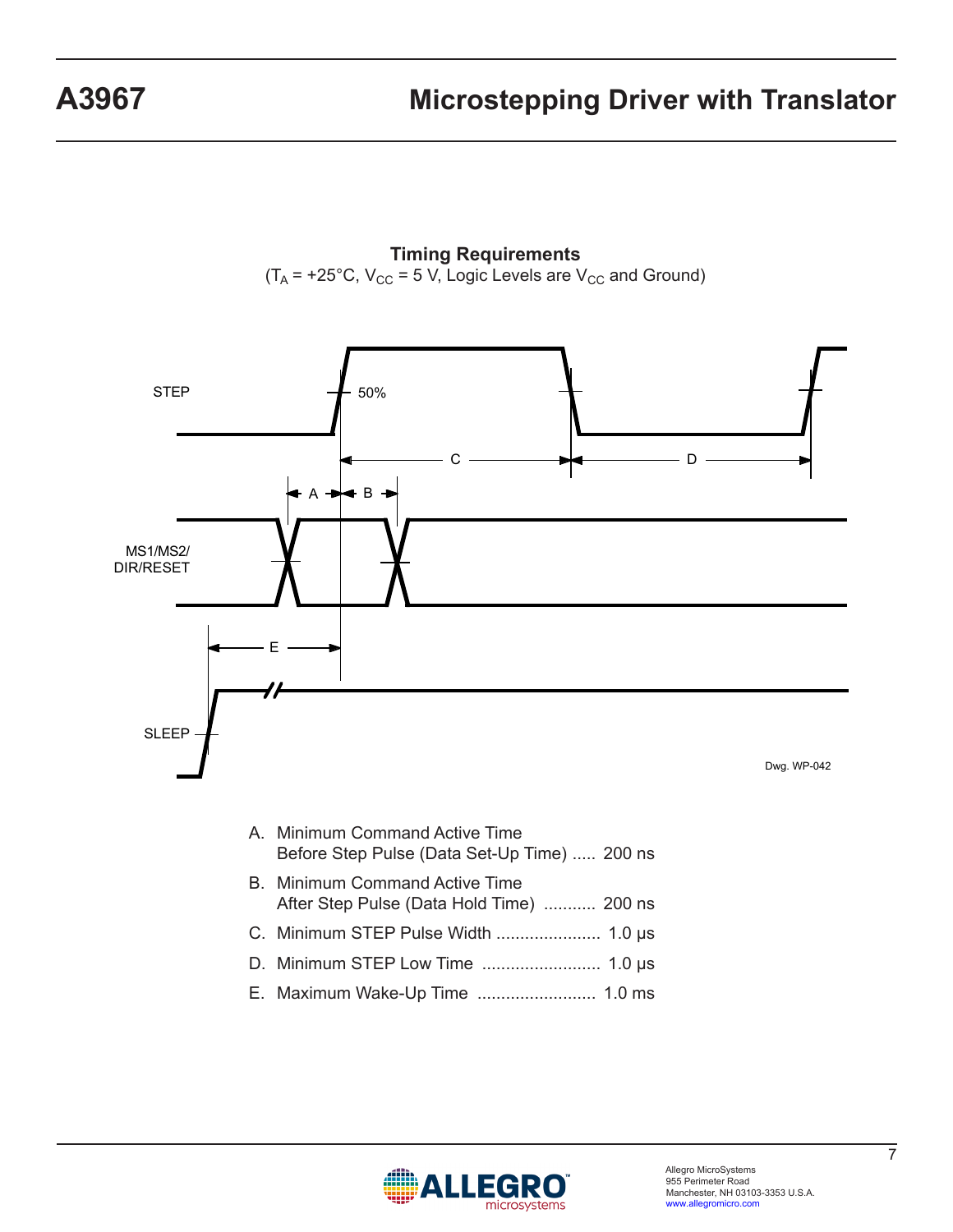## Timing Requirements

($T_A$ = +25°C, $V_{CC}$ = 5 V, Logic Levels are $V_{CC}$ and Ground)

STEP

50%

C

D

A

B

MS1/MS2/
DIR/RESET

E

SLEEP

Dwg. WP-042

A. Minimum Command Active Time
Before Step Pulse (Data Set-Up Time) ..... 200 ns

B. Minimum Command Active Time
After Step Pulse (Data Hold Time) ........... 200 ns

C. Minimum STEP Pulse Width ...................... 1.0 μs

D. Minimum STEP Low Time ......................... 1.0 μs

E. Maximum Wake-Up Time ......................... 1.0 ms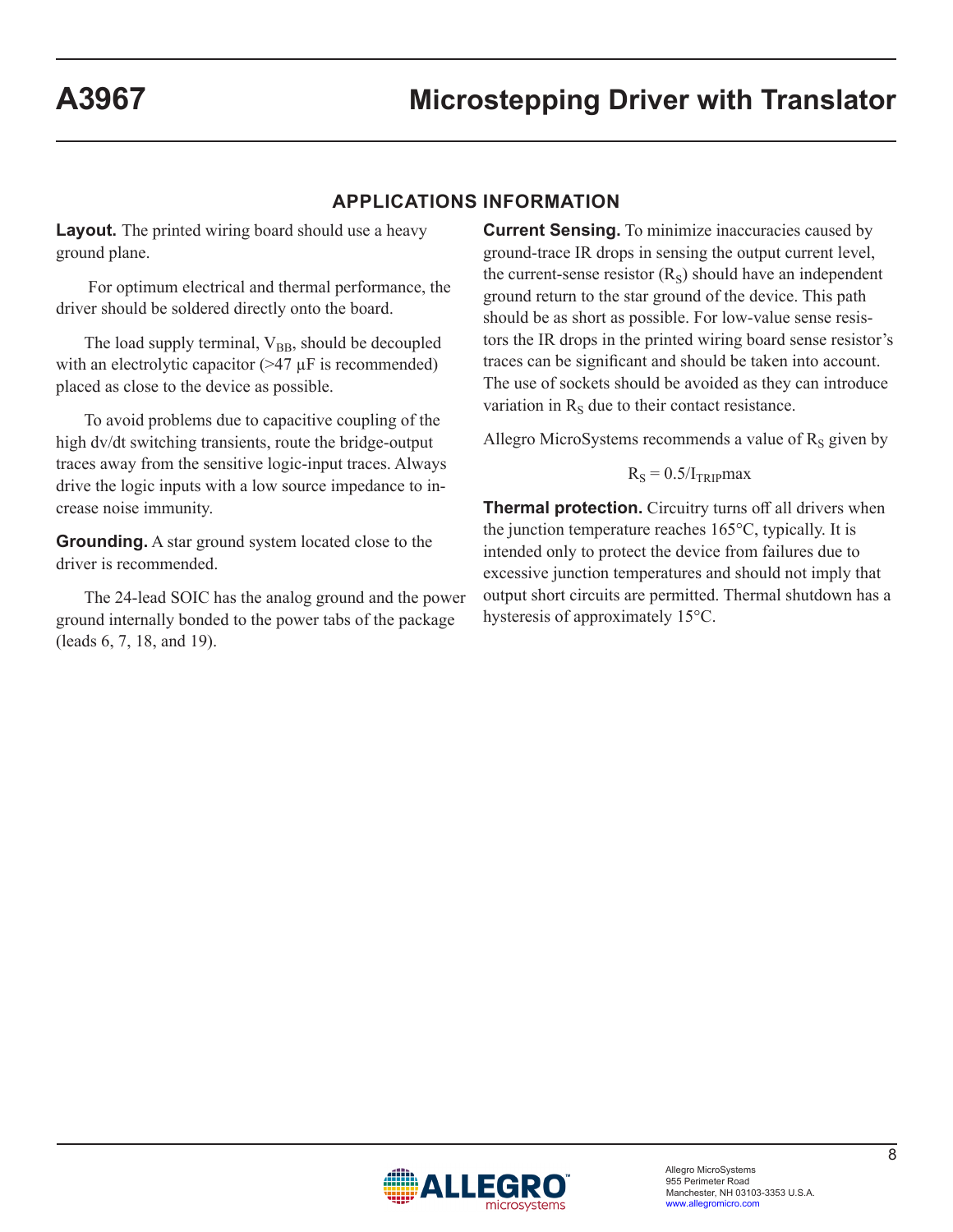## APPLICATIONS INFORMATION

**Layout.** The printed wiring board should use a heavy ground plane.

For optimum electrical and thermal performance, the driver should be soldered directly onto the board.

The load supply terminal, $V_{BB}$, should be decoupled with an electrolytic capacitor (>47 µF is recommended) placed as close to the device as possible.

To avoid problems due to capacitive coupling of the high dv/dt switching transients, route the bridge-output traces away from the sensitive logic-input traces. Always drive the logic inputs with a low source impedance to increase noise immunity.

**Grounding.** A star ground system located close to the driver is recommended.

The 24-lead SOIC has the analog ground and the power ground internally bonded to the power tabs of the package (leads 6, 7, 18, and 19).

**Current Sensing.** To minimize inaccuracies caused by ground-trace IR drops in sensing the output current level, the current-sense resistor ($R_S$) should have an independent ground return to the star ground of the device. This path should be as short as possible. For low-value sense resistors the IR drops in the printed wiring board sense resistor's traces can be significant and should be taken into account. The use of sockets should be avoided as they can introduce variation in $R_S$ due to their contact resistance.

Allegro MicroSystems recommends a value of $R_S$ given by

$$R_S = 0.5/I_{TRIP}\text{max}$$

**Thermal protection.** Circuitry turns off all drivers when the junction temperature reaches 165°C, typically. It is intended only to protect the device from failures due to excessive junction temperatures and should not imply that output short circuits are permitted. Thermal shutdown has a hysteresis of approximately 15°C.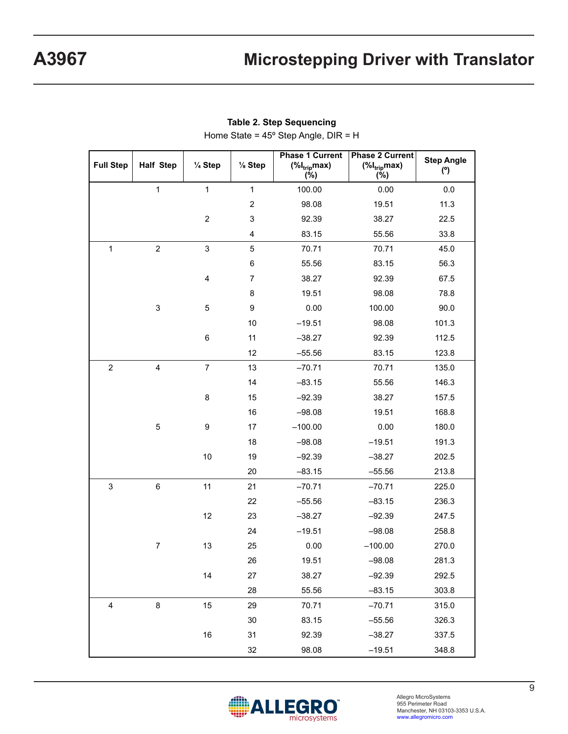**Table 2. Step Sequencing**

Home State = 45º Step Angle, DIR = H

| Full Step | Half Step | ¼ Step | ⅛ Step | Phase 1 Current ($\%I_{trip}max$) (%) | Phase 2 Current ($\%I_{trip}max$) (%) | Step Angle (º) |
|---|---|---|---|---|---|---|
| | 1 | 1 | 1 | 100.00 | 0.00 | 0.0 |
| | | | 2 | 98.08 | 19.51 | 11.3 |
| | | 2 | 3 | 92.39 | 38.27 | 22.5 |
| | | | 4 | 83.15 | 55.56 | 33.8 |
| 1 | 2 | 3 | 5 | 70.71 | 70.71 | 45.0 |
| | | | 6 | 55.56 | 83.15 | 56.3 |
| | | 4 | 7 | 38.27 | 92.39 | 67.5 |
| | | | 8 | 19.51 | 98.08 | 78.8 |
| | 3 | 5 | 9 | 0.00 | 100.00 | 90.0 |
| | | | 10 | –19.51 | 98.08 | 101.3 |
| | | 6 | 11 | –38.27 | 92.39 | 112.5 |
| | | | 12 | –55.56 | 83.15 | 123.8 |
| 2 | 4 | 7 | 13 | –70.71 | 70.71 | 135.0 |
| | | | 14 | –83.15 | 55.56 | 146.3 |
| | | 8 | 15 | –92.39 | 38.27 | 157.5 |
| | | | 16 | –98.08 | 19.51 | 168.8 |
| | 5 | 9 | 17 | –100.00 | 0.00 | 180.0 |
| | | | 18 | –98.08 | –19.51 | 191.3 |
| | | 10 | 19 | –92.39 | –38.27 | 202.5 |
| | | | 20 | –83.15 | –55.56 | 213.8 |
| 3 | 6 | 11 | 21 | –70.71 | –70.71 | 225.0 |
| | | | 22 | –55.56 | –83.15 | 236.3 |
| | | 12 | 23 | –38.27 | –92.39 | 247.5 |
| | | | 24 | –19.51 | –98.08 | 258.8 |
| | 7 | 13 | 25 | 0.00 | –100.00 | 270.0 |
| | | | 26 | 19.51 | –98.08 | 281.3 |
| | | 14 | 27 | 38.27 | –92.39 | 292.5 |
| | | | 28 | 55.56 | –83.15 | 303.8 |
| 4 | 8 | 15 | 29 | 70.71 | –70.71 | 315.0 |
| | | | 30 | 83.15 | –55.56 | 326.3 |
| | | 16 | 31 | 92.39 | –38.27 | 337.5 |
| | | | 32 | 98.08 | –19.51 | 348.8 |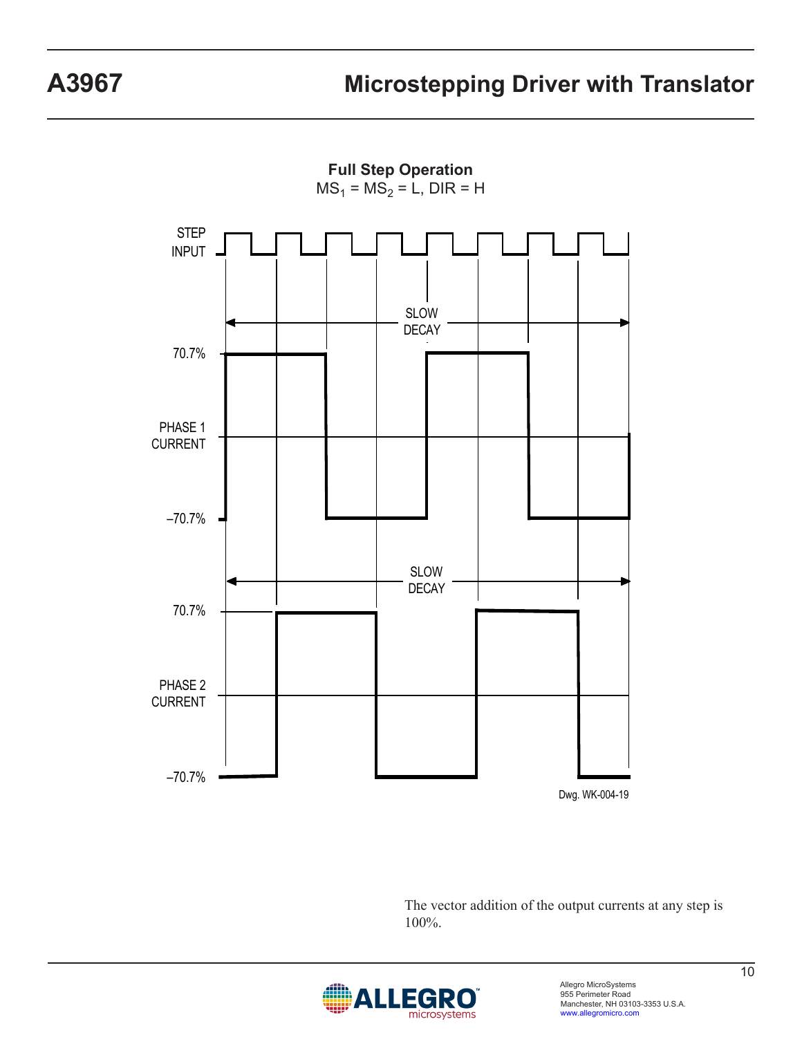**Full Step Operation**

$MS_1 = MS_2 = L$, DIR = H

STEP INPUT

SLOW DECAY

70.7%

PHASE 1 CURRENT

–70.7%

SLOW DECAY

70.7%

PHASE 2 CURRENT

–70.7%

Dwg. WK-004-19

The vector addition of the output currents at any step is 100%.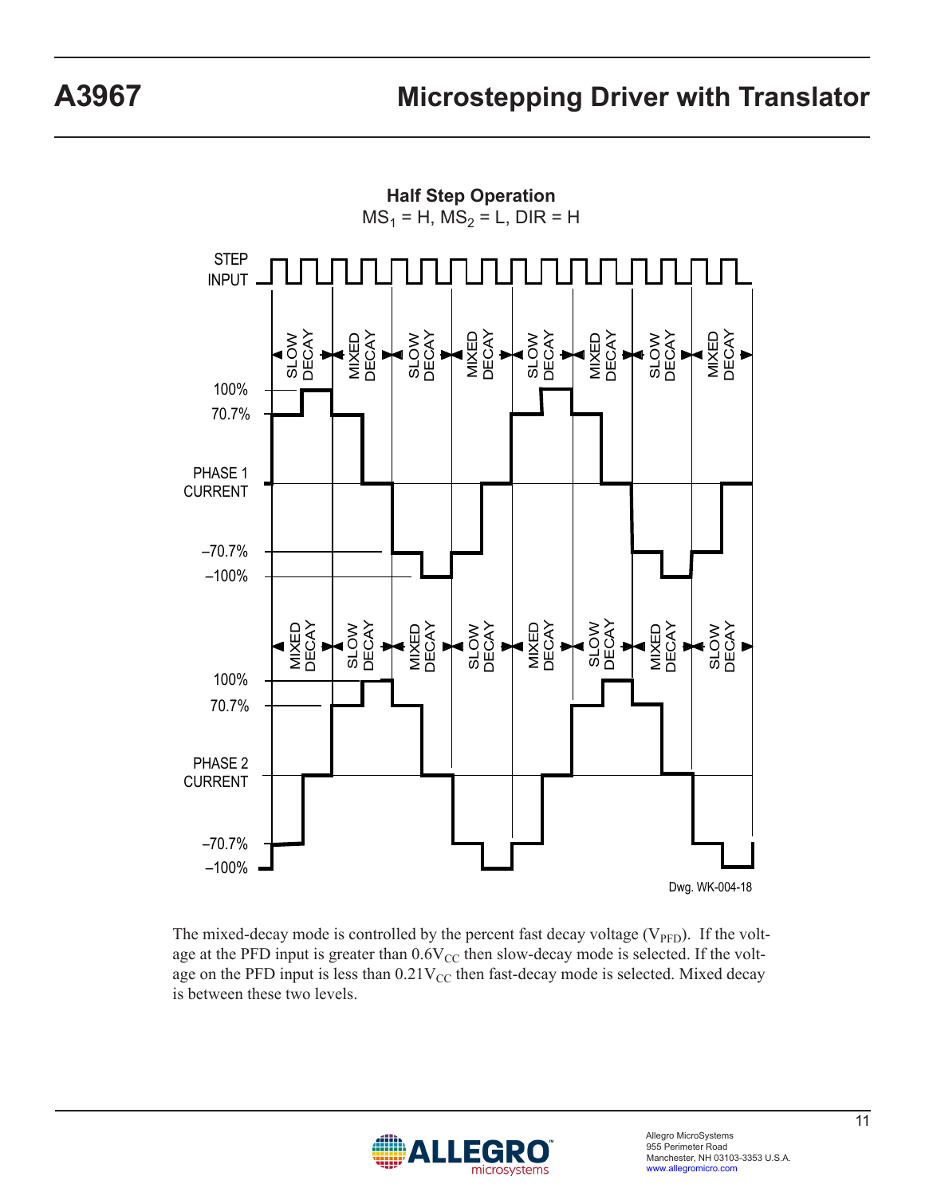### Half Step Operation

$MS_1$ = H, $MS_2$ = L, DIR = H

Dwg. WK-004-18

The mixed-decay mode is controlled by the percent fast decay voltage ($V_{PFD}$). If the voltage at the PFD input is greater than $0.6V_{CC}$ then slow-decay mode is selected. If the voltage on the PFD input is less than $0.21V_{CC}$ then fast-decay mode is selected. Mixed decay is between these two levels.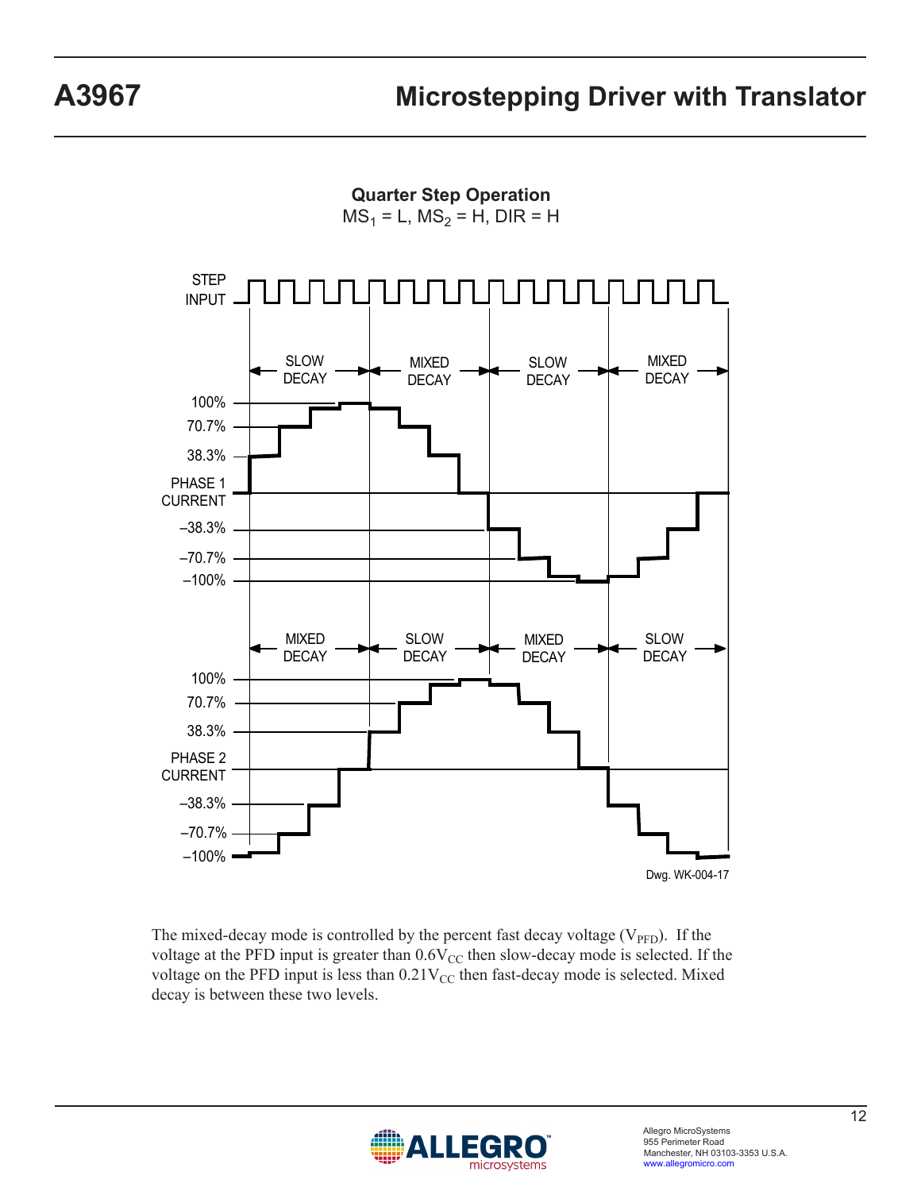**Quarter Step Operation**

$MS_1$ = L, $MS_2$ = H, DIR = H

STEP INPUT

SLOW DECAY | MIXED DECAY | SLOW DECAY | MIXED DECAY

100%
70.7%
38.3%
PHASE 1 CURRENT
–38.3%
–70.7%
–100%

MIXED DECAY | SLOW DECAY | MIXED DECAY | SLOW DECAY

100%
70.7%
38.3%
PHASE 2 CURRENT
–38.3%
–70.7%
–100%

Dwg. WK-004-17

The mixed-decay mode is controlled by the percent fast decay voltage ($V_{PFD}$). If the voltage at the PFD input is greater than $0.6V_{CC}$ then slow-decay mode is selected. If the voltage on the PFD input is less than $0.21V_{CC}$ then fast-decay mode is selected. Mixed decay is between these two levels.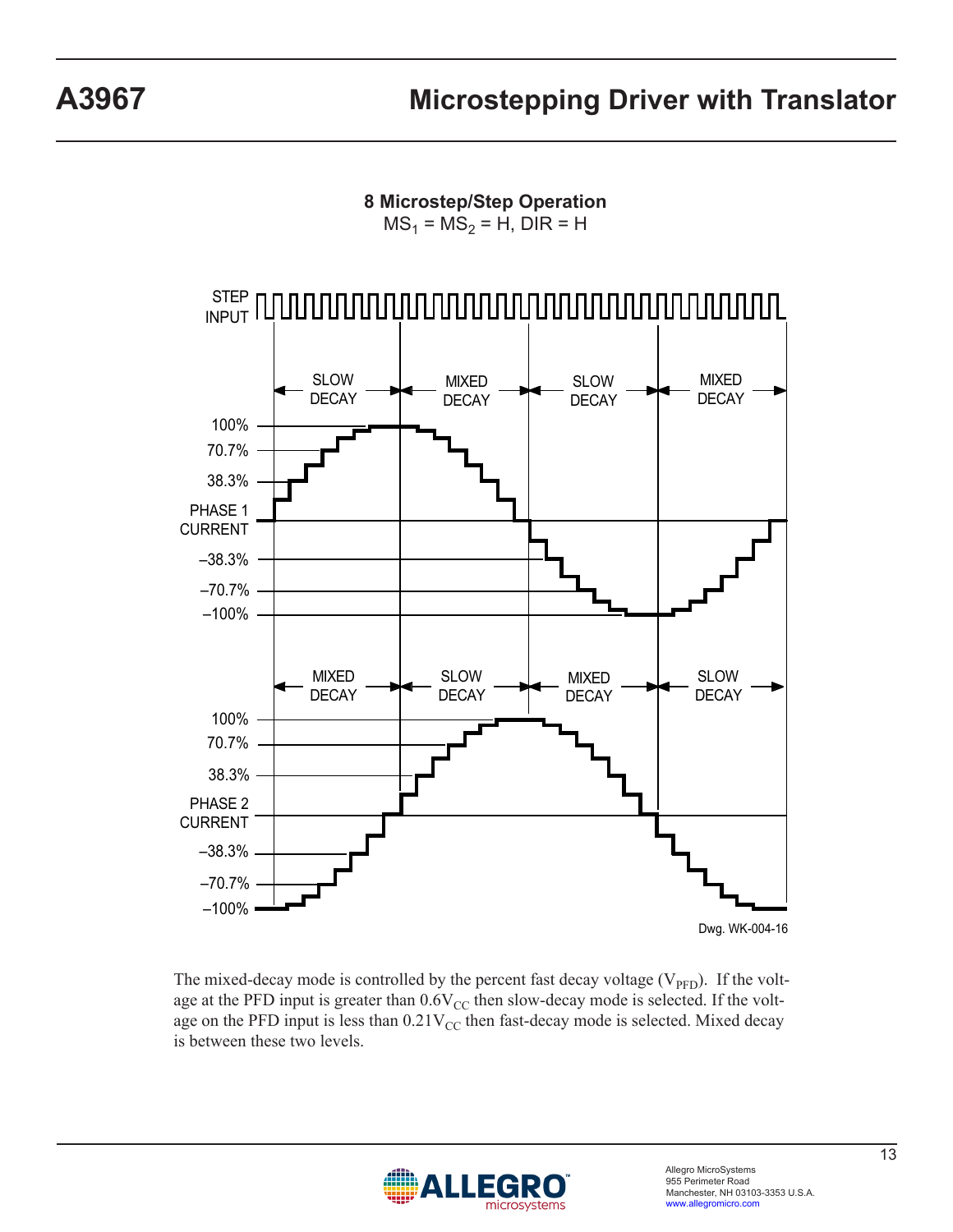**8 Microstep/Step Operation**

$MS_1 = MS_2 = H$, DIR = H

STEP INPUT

SLOW DECAY | MIXED DECAY | SLOW DECAY | MIXED DECAY

100%
70.7%
38.3%
PHASE 1 CURRENT
–38.3%
–70.7%
–100%

MIXED DECAY | SLOW DECAY | MIXED DECAY | SLOW DECAY

100%
70.7%
38.3%
PHASE 2 CURRENT
–38.3%
–70.7%
–100%

Dwg. WK-004-16

The mixed-decay mode is controlled by the percent fast decay voltage ($V_{PFD}$). If the voltage at the PFD input is greater than $0.6V_{CC}$ then slow-decay mode is selected. If the voltage on the PFD input is less than $0.21V_{CC}$ then fast-decay mode is selected. Mixed decay is between these two levels.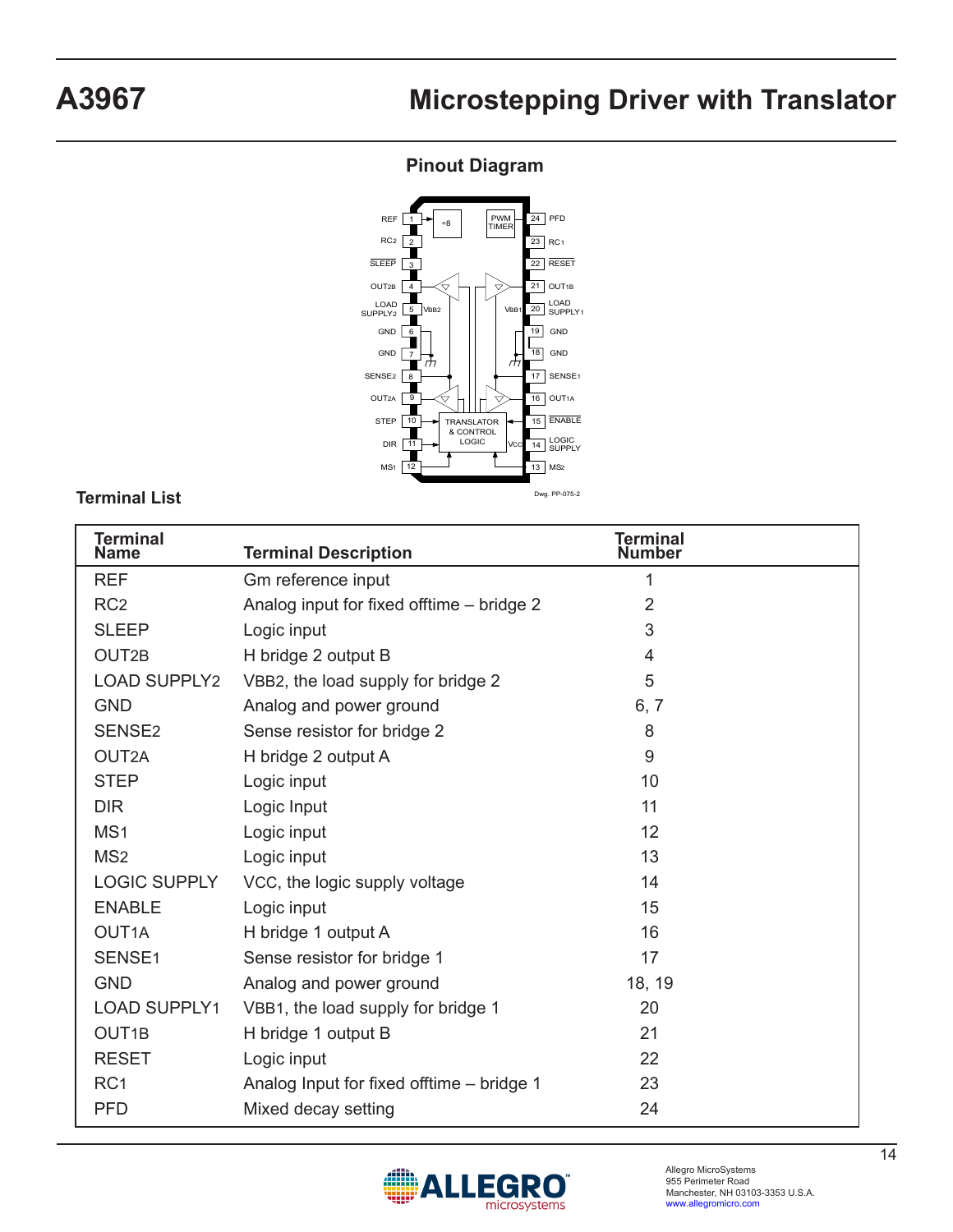## Pinout Diagram

Dwg. PP-075-2

## Terminal List

| Terminal Name | Terminal Description | Terminal Number |
|---|---|---|
| REF | Gm reference input | 1 |
| RC2 | Analog input for fixed offtime – bridge 2 | 2 |
| SLEEP | Logic input | 3 |
| OUT2B | H bridge 2 output B | 4 |
| LOAD SUPPLY2 | VBB2, the load supply for bridge 2 | 5 |
| GND | Analog and power ground | 6, 7 |
| SENSE2 | Sense resistor for bridge 2 | 8 |
| OUT2A | H bridge 2 output A | 9 |
| STEP | Logic input | 10 |
| DIR | Logic Input | 11 |
| MS1 | Logic input | 12 |
| MS2 | Logic input | 13 |
| LOGIC SUPPLY | VCC, the logic supply voltage | 14 |
| ENABLE | Logic input | 15 |
| OUT1A | H bridge 1 output A | 16 |
| SENSE1 | Sense resistor for bridge 1 | 17 |
| GND | Analog and power ground | 18, 19 |
| LOAD SUPPLY1 | VBB1, the load supply for bridge 1 | 20 |
| OUT1B | H bridge 1 output B | 21 |
| RESET | Logic input | 22 |
| RC1 | Analog Input for fixed offtime – bridge 1 | 23 |
| PFD | Mixed decay setting | 24 |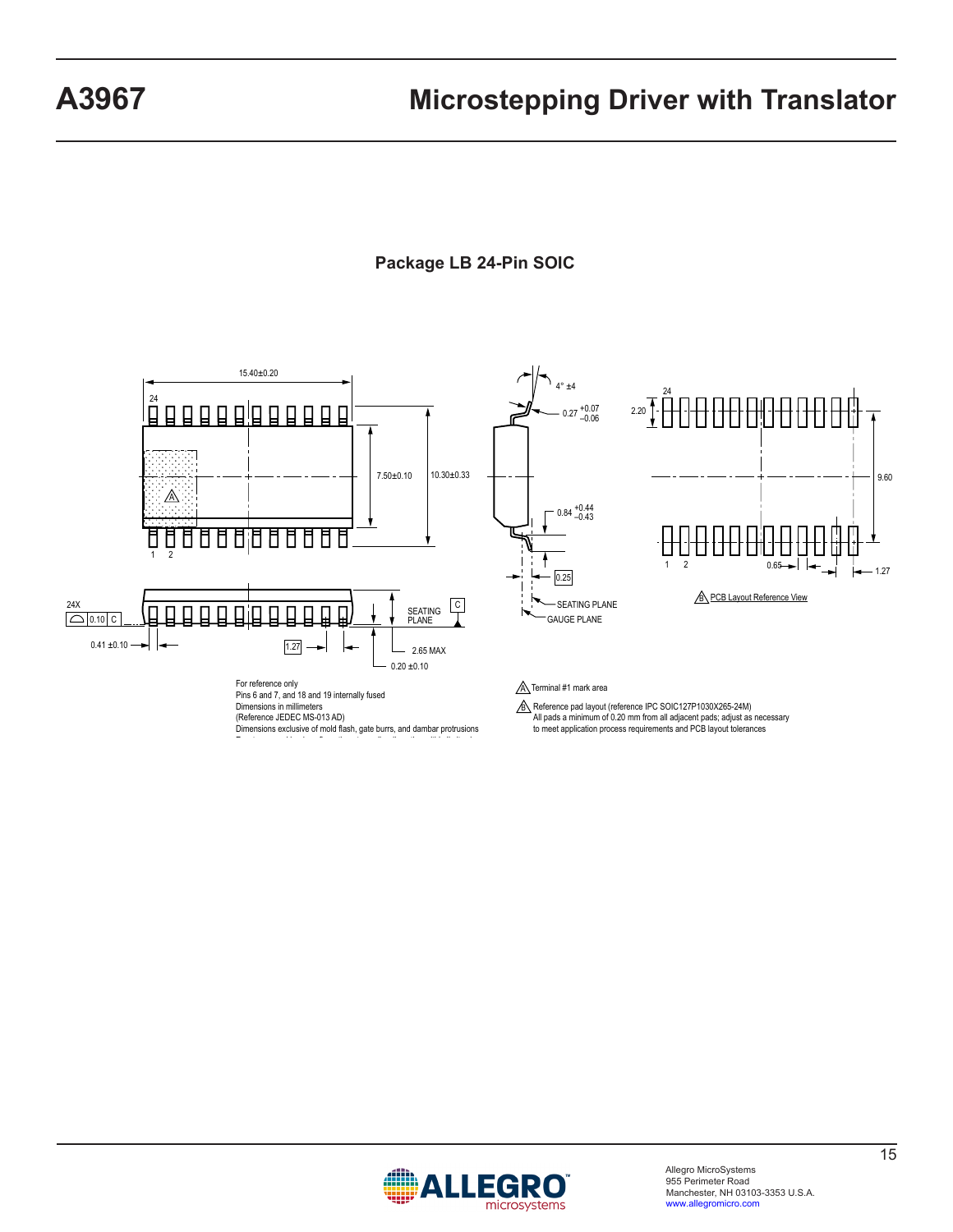## Package LB 24-Pin SOIC

15.40±0.20

24

7.50±0.10

10.30±0.33

1 2

4° ±4

0.27 +0.07 −0.06

0.84 +0.44 −0.43

0.25

SEATING PLANE

GAUGE PLANE

24

2.20

9.60

1 2

0.65

1.27

B PCB Layout Reference View

24X

0.10 C

SEATING PLANE

C

0.41 ±0.10

1.27

2.65 MAX

0.20 ±0.10

For reference only
Pins 6 and 7, and 18 and 19 internally fused
Dimensions in millimeters
(Reference JEDEC MS-013 AD)
Dimensions exclusive of mold flash, gate burrs, and dambar protrusions

A Terminal #1 mark area

B Reference pad layout (reference IPC SOIC127P1030X265-24M)
All pads a minimum of 0.20 mm from all adjacent pads; adjust as necessary to meet application process requirements and PCB layout tolerances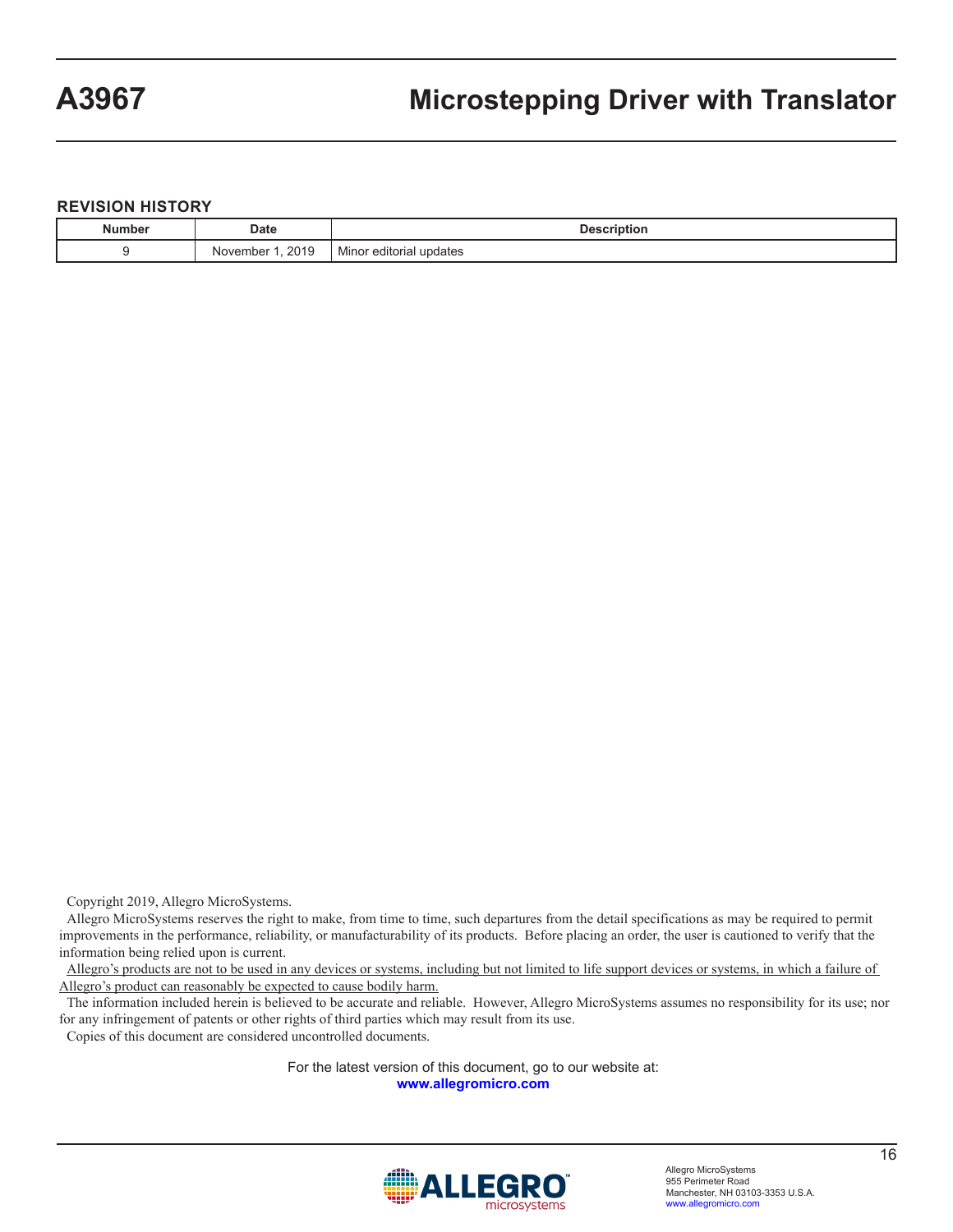### REVISION HISTORY

| Number | Date | Description |
|---|---|---|
| 9 | November 1, 2019 | Minor editorial updates |

Copyright 2019, Allegro MicroSystems.

Allegro MicroSystems reserves the right to make, from time to time, such departures from the detail specifications as may be required to permit improvements in the performance, reliability, or manufacturability of its products. Before placing an order, the user is cautioned to verify that the information being relied upon is current.

Allegro's products are not to be used in any devices or systems, including but not limited to life support devices or systems, in which a failure of Allegro's product can reasonably be expected to cause bodily harm.

The information included herein is believed to be accurate and reliable. However, Allegro MicroSystems assumes no responsibility for its use; nor for any infringement of patents or other rights of third parties which may result from its use.

Copies of this document are considered uncontrolled documents.

For the latest version of this document, go to our website at:
**www.allegromicro.com**

Allegro MicroSystems
955 Perimeter Road
Manchester, NH 03103-3353 U.S.A.
www.allegromicro.com